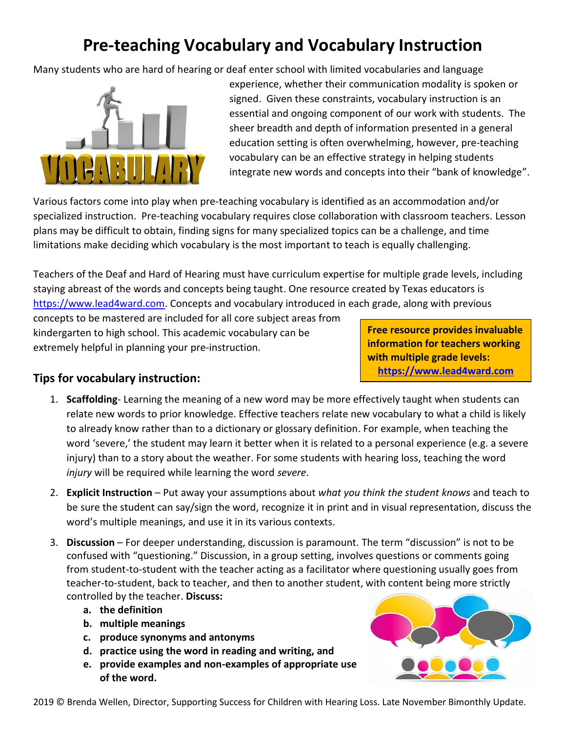# Pre-teaching Vocabulary and Vocabulary Instruction

Many students who are hard of hearing or deaf enter school with limited vocabularies and language experience, whether their communication modality is spoken or signed. Given these constraints, vocabulary instruction is an essential and ongoing component of our work with students. The sheer breadth and depth of information presented in a general education setting is often overwhelming, however, pre-teaching vocabulary can be an effective strategy in helping students integrate new words and concepts into their "bank of knowledge".

Various factors come into play when pre-teaching vocabulary is identified as an accommodation and/or specialized instruction. Pre-teaching vocabulary requires close collaboration with classroom teachers. Lesson plans may be difficult to obtain, finding signs for many specialized topics can be a challenge, and time limitations make deciding which vocabulary is the most important to teach is equally challenging.

Teachers of the Deaf and Hard of Hearing must have curriculum expertise for multiple grade levels, including staying abreast of the words and concepts being taught. One resource created by Texas educators is https://www.lead4ward.com. Concepts and vocabulary introduced in each grade, along with previous concepts to be mastered are included for all core subject areas from kindergarten to high school. This academic vocabulary can be extremely helpful in planning your pre-instruction.

**Free resource provides invaluable information for teachers working with multiple grade levels: https://www.lead4ward.com**

## Tips for vocabulary instruction:

1. **Scaffolding**- Learning the meaning of a new word may be more effectively taught when students can relate new words to prior knowledge. Effective teachers relate new vocabulary to what a child is likely to already know rather than to a dictionary or glossary definition. For example, when teaching the word 'severe,' the student may learn it better when it is related to a personal experience (e.g. a severe injury) than to a story about the weather. For some students with hearing loss, teaching the word *injury* will be required while learning the word *severe*.
2. **Explicit Instruction** – Put away your assumptions about *what you think the student knows* and teach to be sure the student can say/sign the word, recognize it in print and in visual representation, discuss the word's multiple meanings, and use it in its various contexts.
3. **Discussion** – For deeper understanding, discussion is paramount. The term "discussion" is not to be confused with "questioning." Discussion, in a group setting, involves questions or comments going from student-to-student with the teacher acting as a facilitator where questioning usually goes from teacher-to-student, back to teacher, and then to another student, with content being more strictly controlled by the teacher. **Discuss:**
   a. **the definition**
   b. **multiple meanings**
   c. **produce synonyms and antonyms**
   d. **practice using the word in reading and writing, and**
   e. **provide examples and non-examples of appropriate use of the word.**

2019 © Brenda Wellen, Director, Supporting Success for Children with Hearing Loss. Late November Bimonthly Update.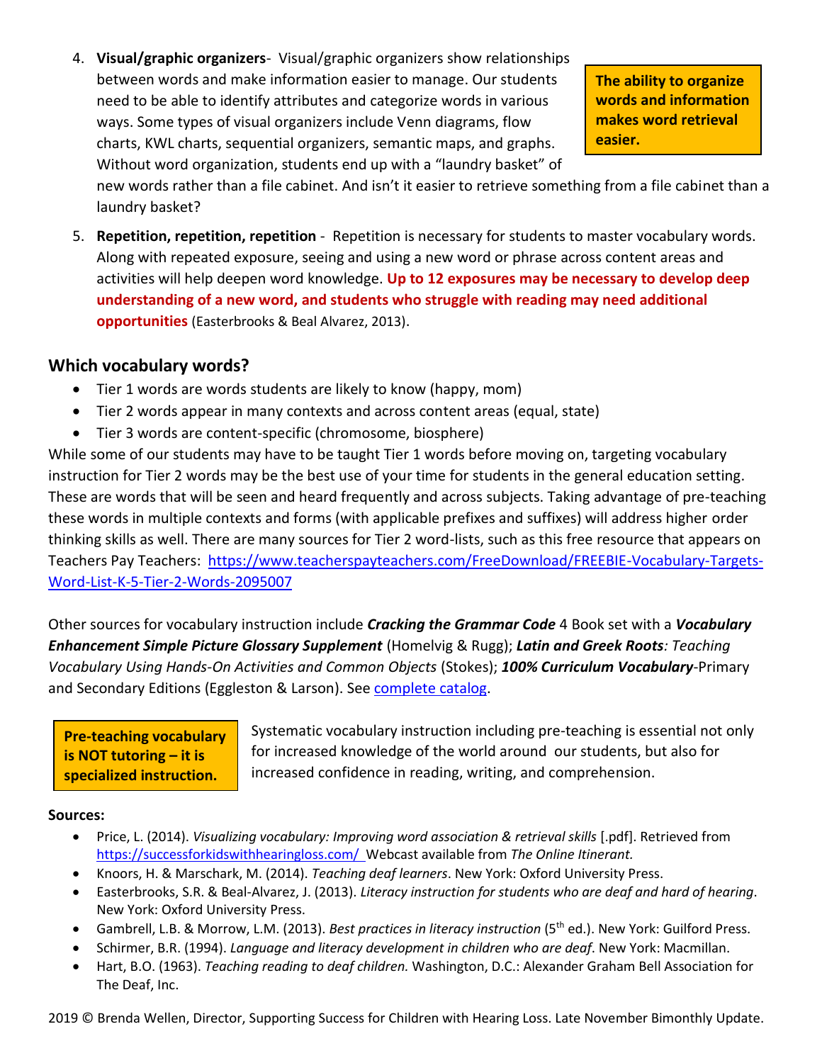4. **Visual/graphic organizers**- Visual/graphic organizers show relationships between words and make information easier to manage. Our students need to be able to identify attributes and categorize words in various ways. Some types of visual organizers include Venn diagrams, flow charts, KWL charts, sequential organizers, semantic maps, and graphs. Without word organization, students end up with a "laundry basket" of new words rather than a file cabinet. And isn't it easier to retrieve something from a file cabinet than a laundry basket?

**The ability to organize words and information makes word retrieval easier.**

5. **Repetition, repetition, repetition** - Repetition is necessary for students to master vocabulary words. Along with repeated exposure, seeing and using a new word or phrase across content areas and activities will help deepen word knowledge. **Up to 12 exposures may be necessary to develop deep understanding of a new word, and students who struggle with reading may need additional opportunities** (Easterbrooks & Beal Alvarez, 2013).

## Which vocabulary words?

- Tier 1 words are words students are likely to know (happy, mom)
- Tier 2 words appear in many contexts and across content areas (equal, state)
- Tier 3 words are content-specific (chromosome, biosphere)

While some of our students may have to be taught Tier 1 words before moving on, targeting vocabulary instruction for Tier 2 words may be the best use of your time for students in the general education setting. These are words that will be seen and heard frequently and across subjects. Taking advantage of pre-teaching these words in multiple contexts and forms (with applicable prefixes and suffixes) will address higher order thinking skills as well. There are many sources for Tier 2 word-lists, such as this free resource that appears on Teachers Pay Teachers: https://www.teacherspayteachers.com/FreeDownload/FREEBIE-Vocabulary-Targets-Word-List-K-5-Tier-2-Words-2095007

Other sources for vocabulary instruction include ***Cracking the Grammar Code*** 4 Book set with a ***Vocabulary Enhancement Simple Picture Glossary Supplement*** (Homelvig & Rugg); ***Latin and Greek Roots****: Teaching Vocabulary Using Hands-On Activities and Common Objects* (Stokes); ***100% Curriculum Vocabulary***-Primary and Secondary Editions (Eggleston & Larson). See complete catalog.

**Pre-teaching vocabulary is NOT tutoring – it is specialized instruction.**

Systematic vocabulary instruction including pre-teaching is essential not only for increased knowledge of the world around our students, but also for increased confidence in reading, writing, and comprehension.

**Sources:**

- Price, L. (2014). *Visualizing vocabulary: Improving word association & retrieval skills* [.pdf]. Retrieved from https://successforkidswithhearingloss.com/ Webcast available from *The Online Itinerant.*
- Knoors, H. & Marschark, M. (2014). *Teaching deaf learners*. New York: Oxford University Press.
- Easterbrooks, S.R. & Beal-Alvarez, J. (2013). *Literacy instruction for students who are deaf and hard of hearing*. New York: Oxford University Press.
- Gambrell, L.B. & Morrow, L.M. (2013). *Best practices in literacy instruction* (5th ed.). New York: Guilford Press.
- Schirmer, B.R. (1994). *Language and literacy development in children who are deaf*. New York: Macmillan.
- Hart, B.O. (1963). *Teaching reading to deaf children.* Washington, D.C.: Alexander Graham Bell Association for The Deaf, Inc.

2019 © Brenda Wellen, Director, Supporting Success for Children with Hearing Loss. Late November Bimonthly Update.